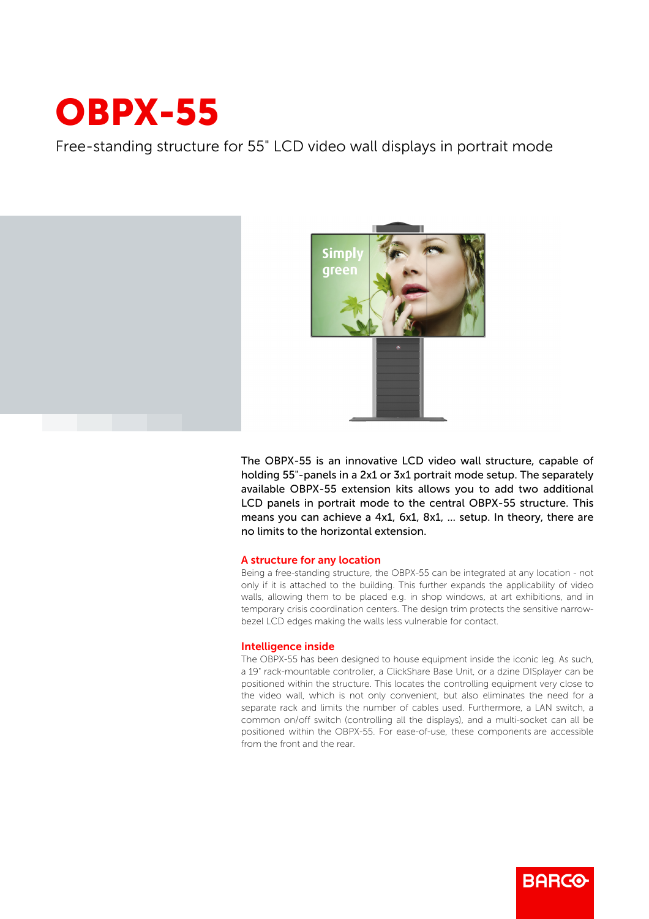# OBPX-55

Free-standing structure for 55" LCD video wall displays in portrait mode

The OBPX-55 is an innovative LCD video wall structure, capable of holding 55"-panels in a 2x1 or 3x1 portrait mode setup. The separately available OBPX-55 extension kits allows you to add two additional LCD panels in portrait mode to the central OBPX-55 structure. This means you can achieve a 4x1, 6x1, 8x1, ... setup. In theory, there are no limits to the horizontal extension.

## A structure for any location

Being a free-standing structure, the OBPX-55 can be integrated at any location - not only if it is attached to the building. This further expands the applicability of video walls, allowing them to be placed e.g. in shop windows, at art exhibitions, and in temporary crisis coordination centers. The design trim protects the sensitive narrow-bezel LCD edges making the walls less vulnerable for contact.

## Intelligence inside

The OBPX-55 has been designed to house equipment inside the iconic leg. As such, a 19" rack-mountable controller, a ClickShare Base Unit, or a dzine DISplayer can be positioned within the structure. This locates the controlling equipment very close to the video wall, which is not only convenient, but also eliminates the need for a separate rack and limits the number of cables used. Furthermore, a LAN switch, a common on/off switch (controlling all the displays), and a multi-socket can all be positioned within the OBPX-55. For ease-of-use, these components are accessible from the front and the rear.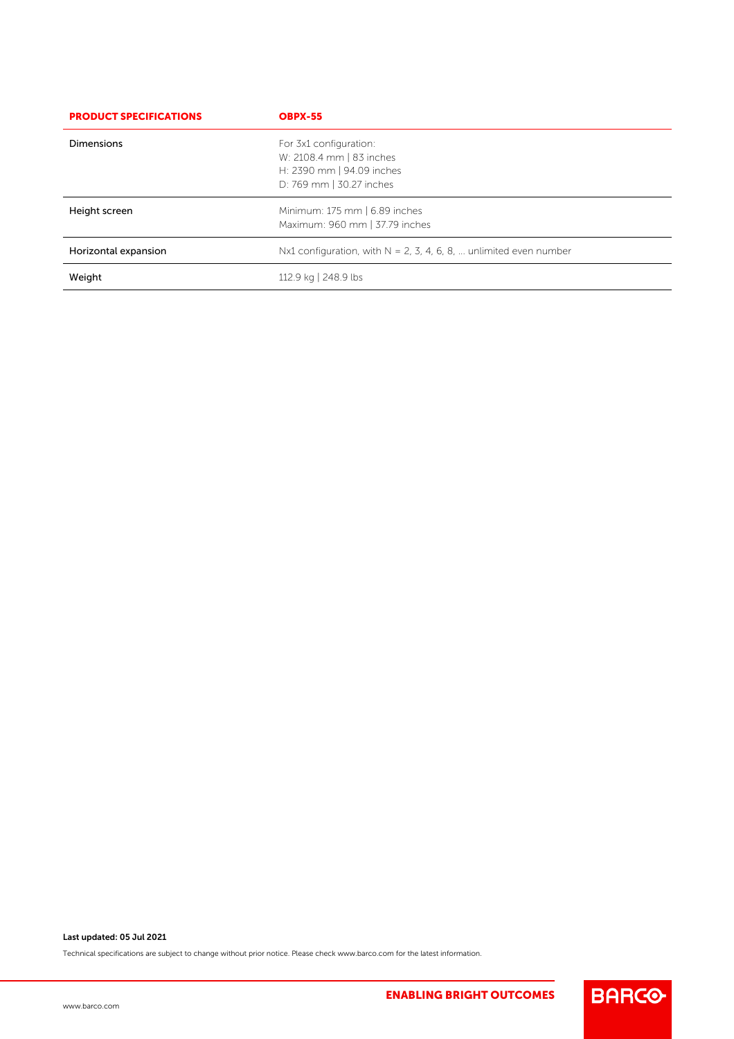| PRODUCT SPECIFICATIONS | OBPX-55 |
| --- | --- |
| Dimensions | For 3x1 configuration:<br>W: 2108.4 mm \| 83 inches<br>H: 2390 mm \| 94.09 inches<br>D: 769 mm \| 30.27 inches |
| Height screen | Minimum: 175 mm \| 6.89 inches<br>Maximum: 960 mm \| 37.79 inches |
| Horizontal expansion | Nx1 configuration, with N = 2, 3, 4, 6, 8, ... unlimited even number |
| Weight | 112.9 kg \| 248.9 lbs |

**Last updated: 05 Jul 2021**

Technical specifications are subject to change without prior notice. Please check www.barco.com for the latest information.

www.barco.com

**ENABLING BRIGHT OUTCOMES**

BARCO